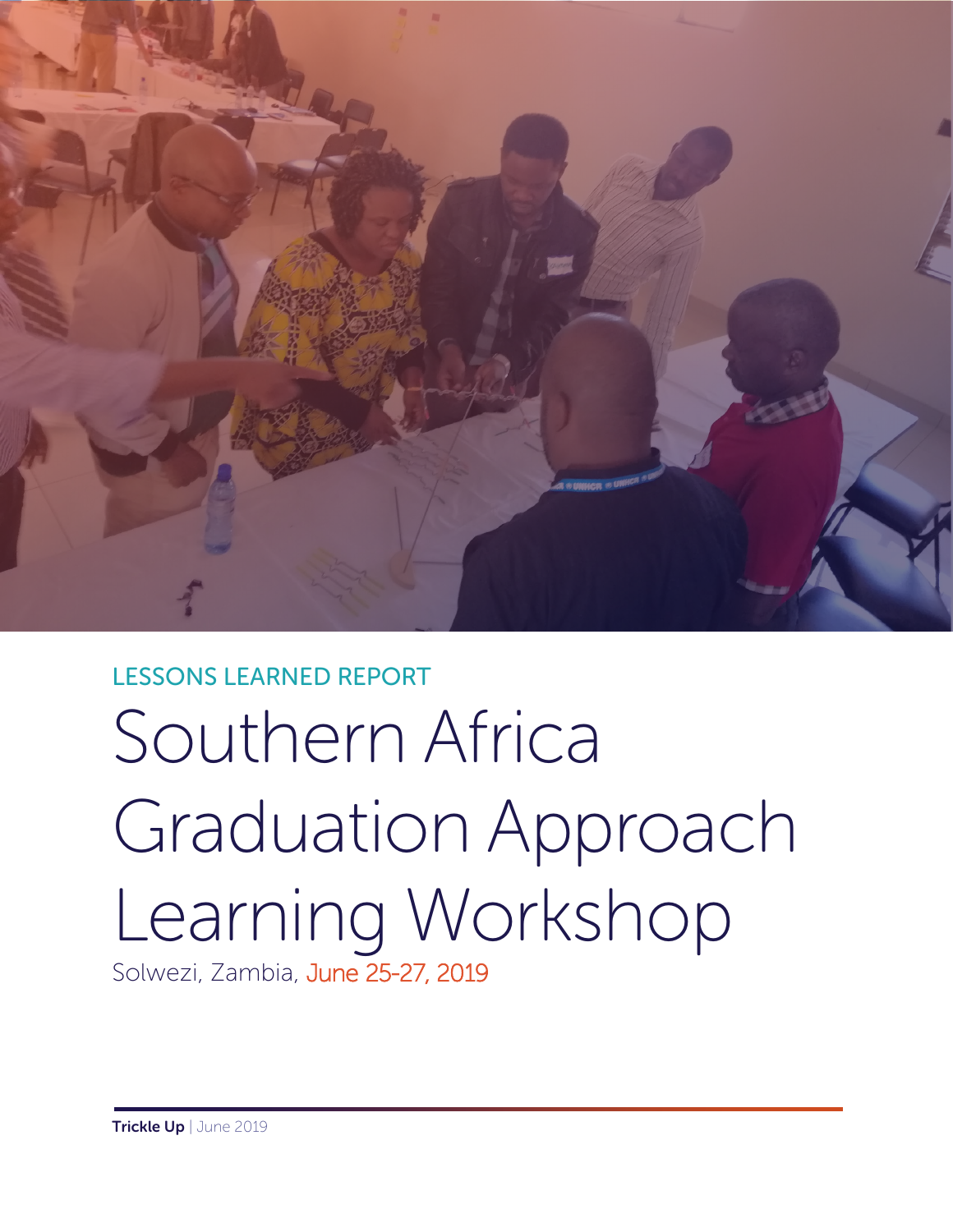LESSONS LEARNED REPORT

# Southern Africa Graduation Approach Learning Workshop

Solwezi, Zambia, June 25-27, 2019

**Trickle Up** | June 2019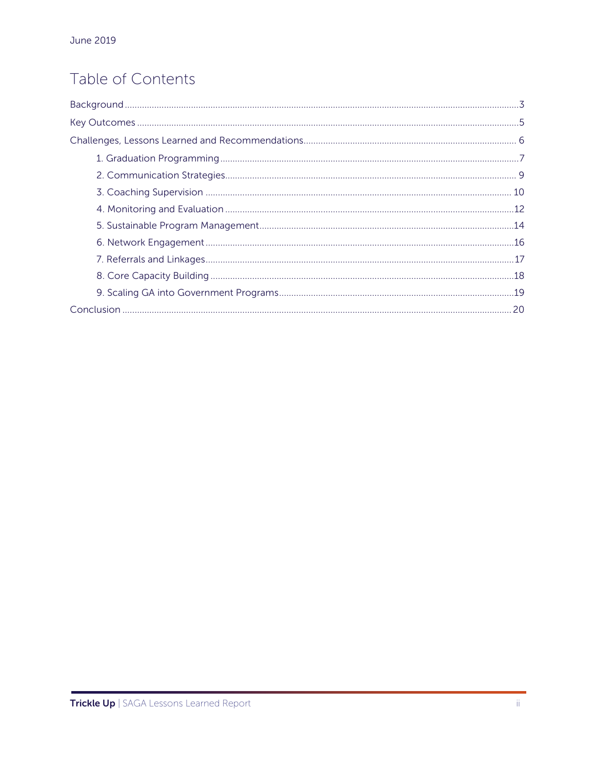June 2019

# Table of Contents

- Background ..... 3
- Key Outcomes ..... 5
- Challenges, Lessons Learned and Recommendations ..... 6
  - 1. Graduation Programming ..... 7
  - 2. Communication Strategies ..... 9
  - 3. Coaching Supervision ..... 10
  - 4. Monitoring and Evaluation ..... 12
  - 5. Sustainable Program Management ..... 14
  - 6. Network Engagement ..... 16
  - 7. Referrals and Linkages ..... 17
  - 8. Core Capacity Building ..... 18
  - 9. Scaling GA into Government Programs ..... 19
- Conclusion ..... 20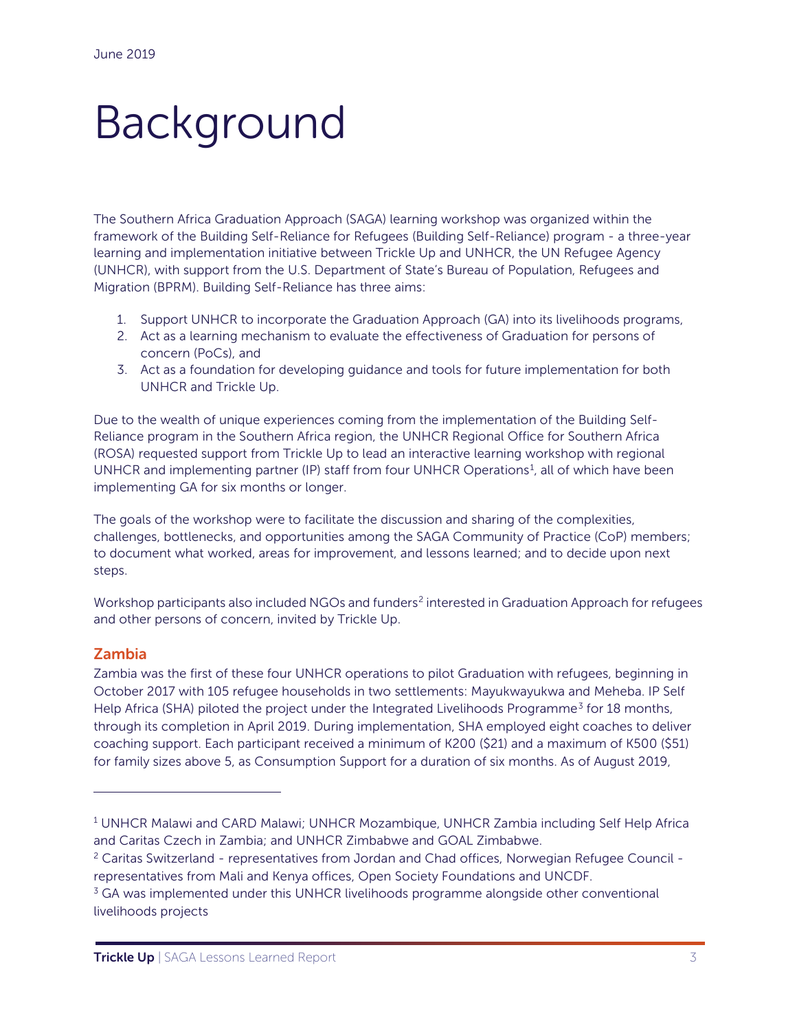June 2019

# Background

The Southern Africa Graduation Approach (SAGA) learning workshop was organized within the framework of the Building Self-Reliance for Refugees (Building Self-Reliance) program - a three-year learning and implementation initiative between Trickle Up and UNHCR, the UN Refugee Agency (UNHCR), with support from the U.S. Department of State's Bureau of Population, Refugees and Migration (BPRM). Building Self-Reliance has three aims:

1. Support UNHCR to incorporate the Graduation Approach (GA) into its livelihoods programs,
2. Act as a learning mechanism to evaluate the effectiveness of Graduation for persons of concern (PoCs), and
3. Act as a foundation for developing guidance and tools for future implementation for both UNHCR and Trickle Up.

Due to the wealth of unique experiences coming from the implementation of the Building Self-Reliance program in the Southern Africa region, the UNHCR Regional Office for Southern Africa (ROSA) requested support from Trickle Up to lead an interactive learning workshop with regional UNHCR and implementing partner (IP) staff from four UNHCR Operations[1], all of which have been implementing GA for six months or longer.

The goals of the workshop were to facilitate the discussion and sharing of the complexities, challenges, bottlenecks, and opportunities among the SAGA Community of Practice (CoP) members; to document what worked, areas for improvement, and lessons learned; and to decide upon next steps.

Workshop participants also included NGOs and funders[2] interested in Graduation Approach for refugees and other persons of concern, invited by Trickle Up.

## Zambia

Zambia was the first of these four UNHCR operations to pilot Graduation with refugees, beginning in October 2017 with 105 refugee households in two settlements: Mayukwayukwa and Meheba. IP Self Help Africa (SHA) piloted the project under the Integrated Livelihoods Programme[3] for 18 months, through its completion in April 2019. During implementation, SHA employed eight coaches to deliver coaching support. Each participant received a minimum of K200 ($21) and a maximum of K500 ($51) for family sizes above 5, as Consumption Support for a duration of six months. As of August 2019,

---

[1] UNHCR Malawi and CARD Malawi; UNHCR Mozambique, UNHCR Zambia including Self Help Africa and Caritas Czech in Zambia; and UNHCR Zimbabwe and GOAL Zimbabwe.

[2] Caritas Switzerland - representatives from Jordan and Chad offices, Norwegian Refugee Council - representatives from Mali and Kenya offices, Open Society Foundations and UNCDF.

[3] GA was implemented under this UNHCR livelihoods programme alongside other conventional livelihoods projects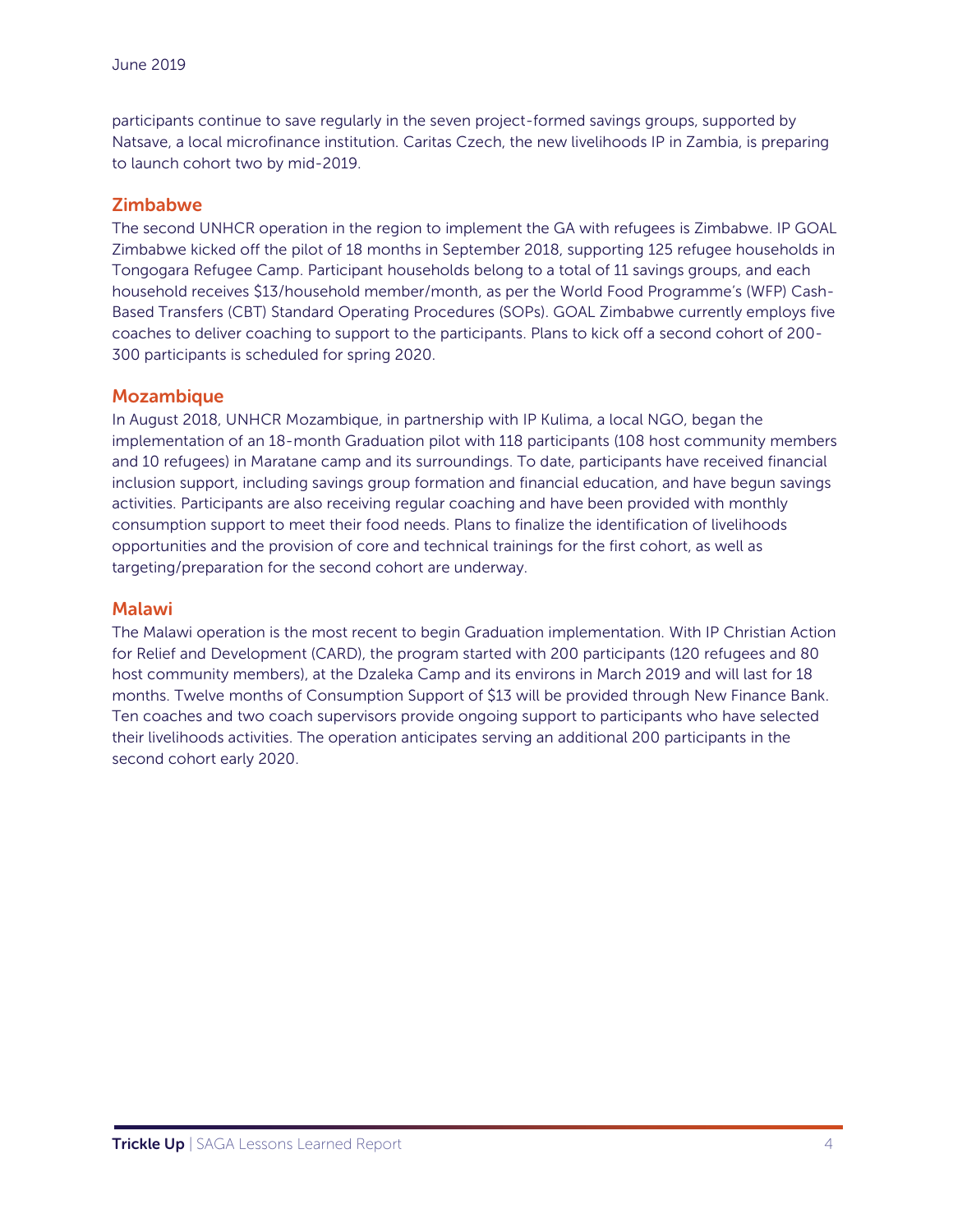participants continue to save regularly in the seven project-formed savings groups, supported by Natsave, a local microfinance institution. Caritas Czech, the new livelihoods IP in Zambia, is preparing to launch cohort two by mid-2019.

## Zimbabwe

The second UNHCR operation in the region to implement the GA with refugees is Zimbabwe. IP GOAL Zimbabwe kicked off the pilot of 18 months in September 2018, supporting 125 refugee households in Tongogara Refugee Camp. Participant households belong to a total of 11 savings groups, and each household receives $13/household member/month, as per the World Food Programme's (WFP) Cash-Based Transfers (CBT) Standard Operating Procedures (SOPs). GOAL Zimbabwe currently employs five coaches to deliver coaching to support to the participants. Plans to kick off a second cohort of 200-300 participants is scheduled for spring 2020.

## Mozambique

In August 2018, UNHCR Mozambique, in partnership with IP Kulima, a local NGO, began the implementation of an 18-month Graduation pilot with 118 participants (108 host community members and 10 refugees) in Maratane camp and its surroundings. To date, participants have received financial inclusion support, including savings group formation and financial education, and have begun savings activities. Participants are also receiving regular coaching and have been provided with monthly consumption support to meet their food needs. Plans to finalize the identification of livelihoods opportunities and the provision of core and technical trainings for the first cohort, as well as targeting/preparation for the second cohort are underway.

## Malawi

The Malawi operation is the most recent to begin Graduation implementation. With IP Christian Action for Relief and Development (CARD), the program started with 200 participants (120 refugees and 80 host community members), at the Dzaleka Camp and its environs in March 2019 and will last for 18 months. Twelve months of Consumption Support of $13 will be provided through New Finance Bank. Ten coaches and two coach supervisors provide ongoing support to participants who have selected their livelihoods activities. The operation anticipates serving an additional 200 participants in the second cohort early 2020.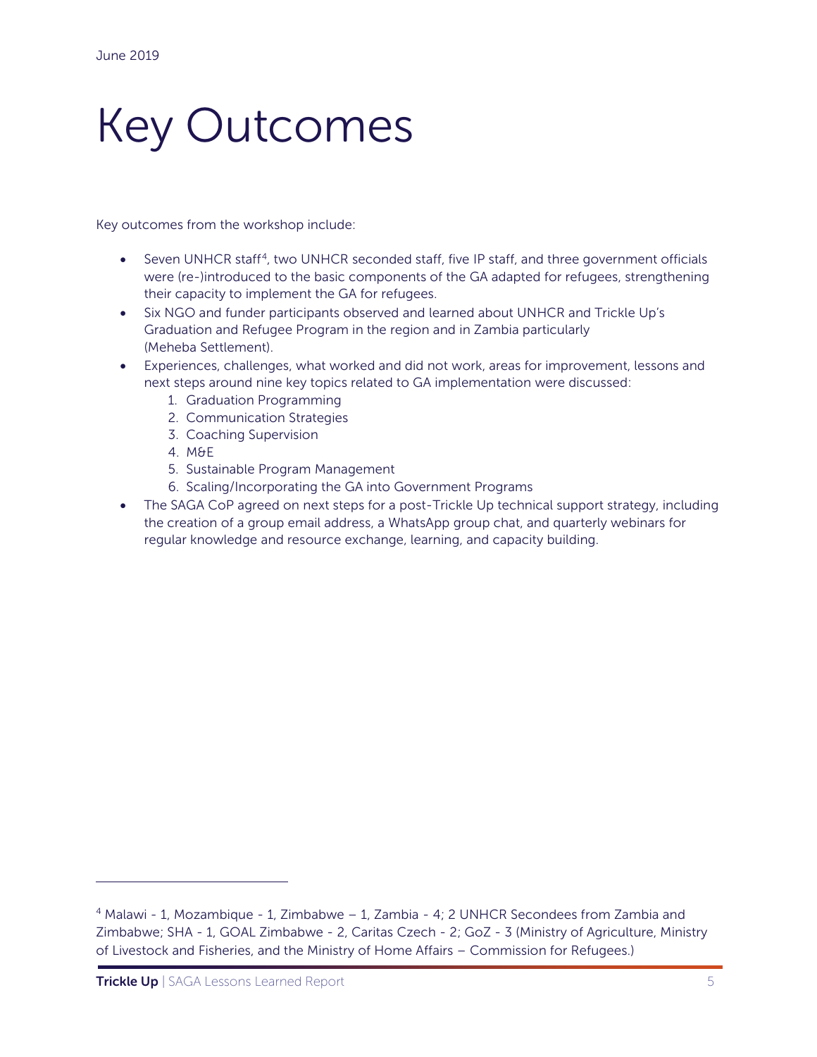# Key Outcomes

Key outcomes from the workshop include:

- Seven UNHCR staff[4], two UNHCR seconded staff, five IP staff, and three government officials were (re-)introduced to the basic components of the GA adapted for refugees, strengthening their capacity to implement the GA for refugees.
- Six NGO and funder participants observed and learned about UNHCR and Trickle Up's Graduation and Refugee Program in the region and in Zambia particularly (Meheba Settlement).
- Experiences, challenges, what worked and did not work, areas for improvement, lessons and next steps around nine key topics related to GA implementation were discussed:
    1. Graduation Programming
    2. Communication Strategies
    3. Coaching Supervision
    4. M&E
    5. Sustainable Program Management
    6. Scaling/Incorporating the GA into Government Programs
- The SAGA CoP agreed on next steps for a post-Trickle Up technical support strategy, including the creation of a group email address, a WhatsApp group chat, and quarterly webinars for regular knowledge and resource exchange, learning, and capacity building.

---

[4] Malawi - 1, Mozambique - 1, Zimbabwe – 1, Zambia - 4; 2 UNHCR Secondees from Zambia and Zimbabwe; SHA - 1, GOAL Zimbabwe - 2, Caritas Czech - 2; GoZ - 3 (Ministry of Agriculture, Ministry of Livestock and Fisheries, and the Ministry of Home Affairs – Commission for Refugees.)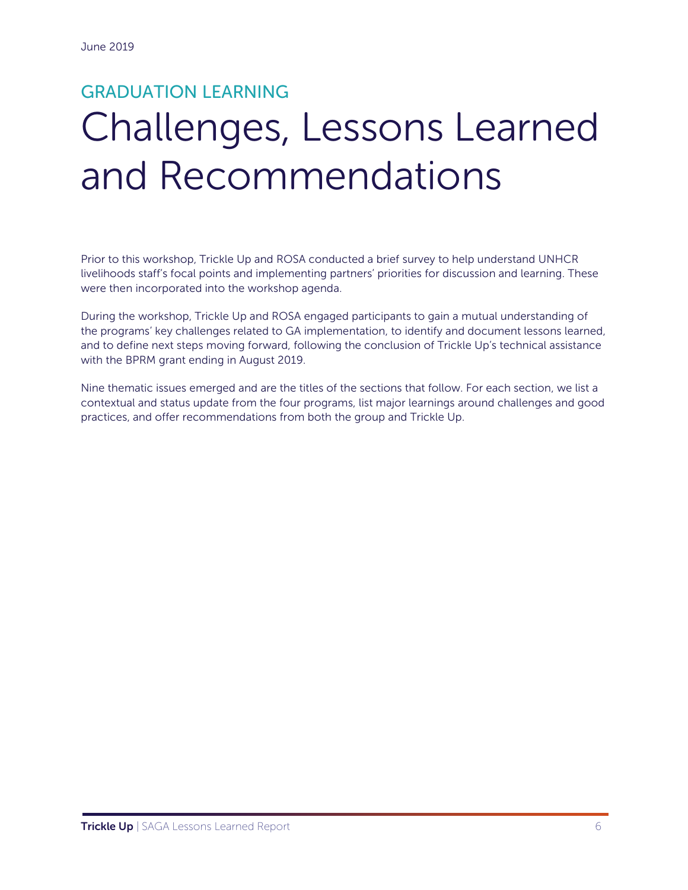GRADUATION LEARNING

# Challenges, Lessons Learned and Recommendations

Prior to this workshop, Trickle Up and ROSA conducted a brief survey to help understand UNHCR livelihoods staff's focal points and implementing partners' priorities for discussion and learning. These were then incorporated into the workshop agenda.

During the workshop, Trickle Up and ROSA engaged participants to gain a mutual understanding of the programs' key challenges related to GA implementation, to identify and document lessons learned, and to define next steps moving forward, following the conclusion of Trickle Up's technical assistance with the BPRM grant ending in August 2019.

Nine thematic issues emerged and are the titles of the sections that follow. For each section, we list a contextual and status update from the four programs, list major learnings around challenges and good practices, and offer recommendations from both the group and Trickle Up.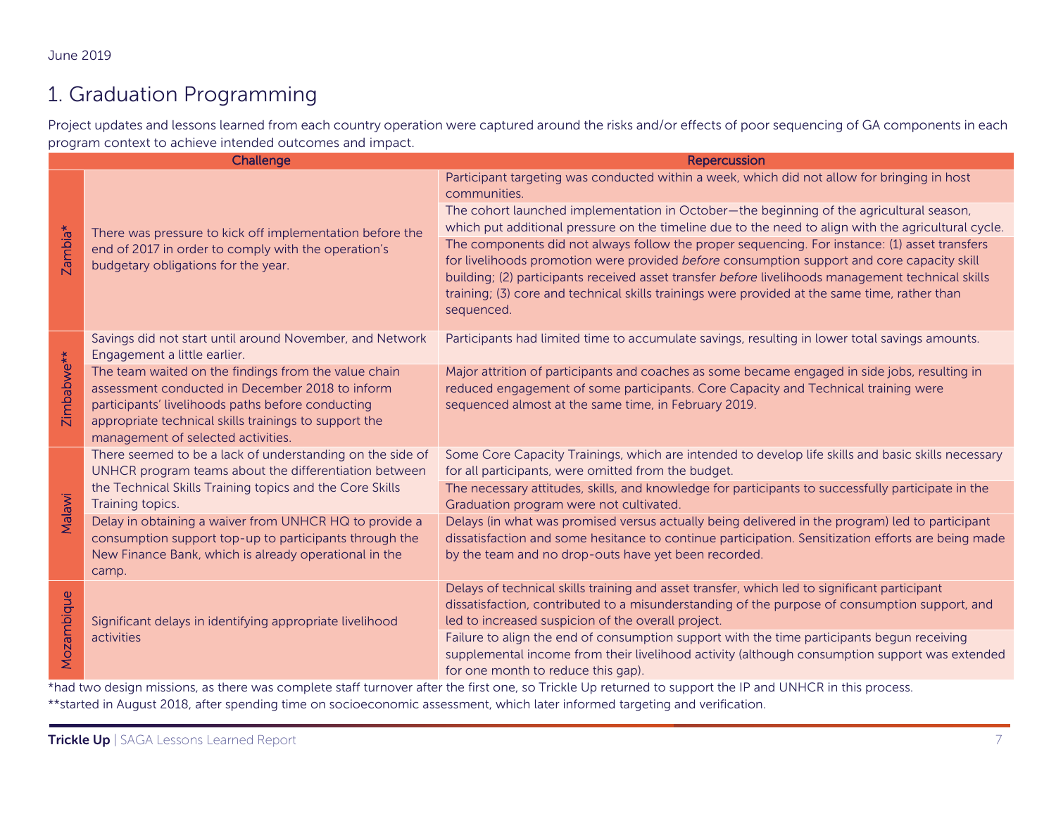# 1. Graduation Programming

Project updates and lessons learned from each country operation were captured around the risks and/or effects of poor sequencing of GA components in each program context to achieve intended outcomes and impact.

| | Challenge | Repercussion |
|---|---|---|
| Zambia* | There was pressure to kick off implementation before the end of 2017 in order to comply with the operation's budgetary obligations for the year. | Participant targeting was conducted within a week, which did not allow for bringing in host communities. |
| | | The cohort launched implementation in October—the beginning of the agricultural season, which put additional pressure on the timeline due to the need to align with the agricultural cycle. |
| | | The components did not always follow the proper sequencing. For instance: (1) asset transfers for livelihoods promotion were provided *before* consumption support and core capacity skill building; (2) participants received asset transfer *before* livelihoods management technical skills training; (3) core and technical skills trainings were provided at the same time, rather than sequenced. |
| Zimbabwe** | Savings did not start until around November, and Network Engagement a little earlier. | Participants had limited time to accumulate savings, resulting in lower total savings amounts. |
| | The team waited on the findings from the value chain assessment conducted in December 2018 to inform participants' livelihoods paths before conducting appropriate technical skills trainings to support the management of selected activities. | Major attrition of participants and coaches as some became engaged in side jobs, resulting in reduced engagement of some participants. Core Capacity and Technical training were sequenced almost at the same time, in February 2019. |
| Malawi | There seemed to be a lack of understanding on the side of UNHCR program teams about the differentiation between the Technical Skills Training topics and the Core Skills Training topics. | Some Core Capacity Trainings, which are intended to develop life skills and basic skills necessary for all participants, were omitted from the budget. |
| | | The necessary attitudes, skills, and knowledge for participants to successfully participate in the Graduation program were not cultivated. |
| | Delay in obtaining a waiver from UNHCR HQ to provide a consumption support top-up to participants through the New Finance Bank, which is already operational in the camp. | Delays (in what was promised versus actually being delivered in the program) led to participant dissatisfaction and some hesitance to continue participation. Sensitization efforts are being made by the team and no drop-outs have yet been recorded. |
| Mozambique | Significant delays in identifying appropriate livelihood activities | Delays of technical skills training and asset transfer, which led to significant participant dissatisfaction, contributed to a misunderstanding of the purpose of consumption support, and led to increased suspicion of the overall project. |
| | | Failure to align the end of consumption support with the time participants begun receiving supplemental income from their livelihood activity (although consumption support was extended for one month to reduce this gap). |

*had two design missions, as there was complete staff turnover after the first one, so Trickle Up returned to support the IP and UNHCR in this process.
**started in August 2018, after spending time on socioeconomic assessment, which later informed targeting and verification.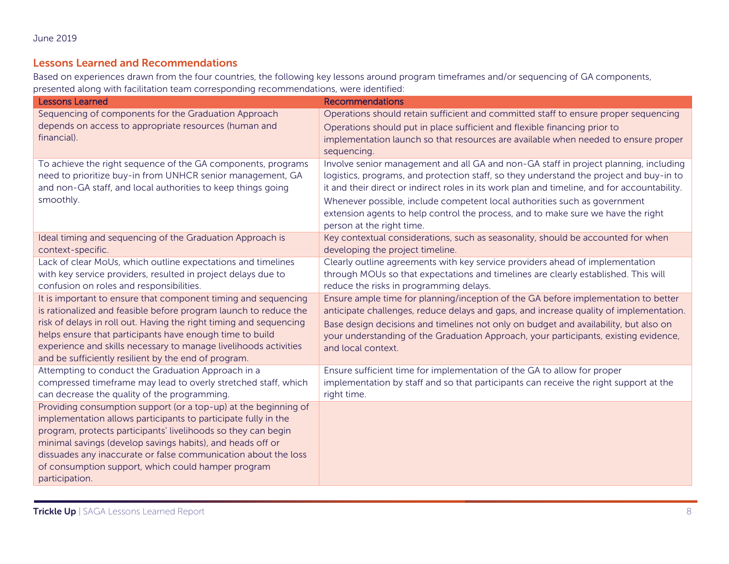## Lessons Learned and Recommendations

Based on experiences drawn from the four countries, the following key lessons around program timeframes and/or sequencing of GA components, presented along with facilitation team corresponding recommendations, were identified:

| Lessons Learned | Recommendations |
|---|---|
| Sequencing of components for the Graduation Approach depends on access to appropriate resources (human and financial). | Operations should retain sufficient and committed staff to ensure proper sequencing<br>Operations should put in place sufficient and flexible financing prior to implementation launch so that resources are available when needed to ensure proper sequencing. |
| To achieve the right sequence of the GA components, programs need to prioritize buy-in from UNHCR senior management, GA and non-GA staff, and local authorities to keep things going smoothly. | Involve senior management and all GA and non-GA staff in project planning, including logistics, programs, and protection staff, so they understand the project and buy-in to it and their direct or indirect roles in its work plan and timeline, and for accountability.<br>Whenever possible, include competent local authorities such as government extension agents to help control the process, and to make sure we have the right person at the right time. |
| Ideal timing and sequencing of the Graduation Approach is context-specific. | Key contextual considerations, such as seasonality, should be accounted for when developing the project timeline. |
| Lack of clear MoUs, which outline expectations and timelines with key service providers, resulted in project delays due to confusion on roles and responsibilities. | Clearly outline agreements with key service providers ahead of implementation through MOUs so that expectations and timelines are clearly established. This will reduce the risks in programming delays. |
| It is important to ensure that component timing and sequencing is rationalized and feasible before program launch to reduce the risk of delays in roll out. Having the right timing and sequencing helps ensure that participants have enough time to build experience and skills necessary to manage livelihoods activities and be sufficiently resilient by the end of program. | Ensure ample time for planning/inception of the GA before implementation to better anticipate challenges, reduce delays and gaps, and increase quality of implementation.<br>Base design decisions and timelines not only on budget and availability, but also on your understanding of the Graduation Approach, your participants, existing evidence, and local context. |
| Attempting to conduct the Graduation Approach in a compressed timeframe may lead to overly stretched staff, which can decrease the quality of the programming. | Ensure sufficient time for implementation of the GA to allow for proper implementation by staff and so that participants can receive the right support at the right time. |
| Providing consumption support (or a top-up) at the beginning of implementation allows participants to participate fully in the program, protects participants' livelihoods so they can begin minimal savings (develop savings habits), and heads off or dissuades any inaccurate or false communication about the loss of consumption support, which could hamper program participation. | |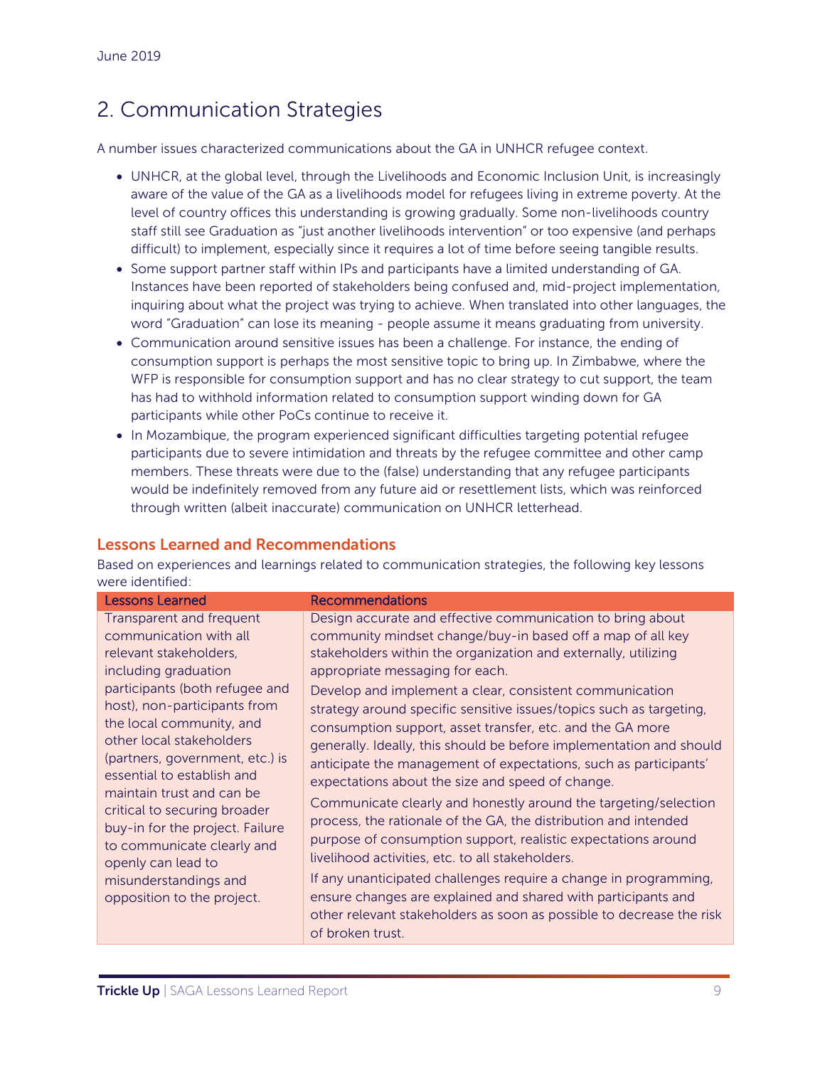June 2019

## 2. Communication Strategies

A number issues characterized communications about the GA in UNHCR refugee context.

- UNHCR, at the global level, through the Livelihoods and Economic Inclusion Unit, is increasingly aware of the value of the GA as a livelihoods model for refugees living in extreme poverty. At the level of country offices this understanding is growing gradually. Some non-livelihoods country staff still see Graduation as "just another livelihoods intervention" or too expensive (and perhaps difficult) to implement, especially since it requires a lot of time before seeing tangible results.
- Some support partner staff within IPs and participants have a limited understanding of GA. Instances have been reported of stakeholders being confused and, mid-project implementation, inquiring about what the project was trying to achieve. When translated into other languages, the word "Graduation" can lose its meaning - people assume it means graduating from university.
- Communication around sensitive issues has been a challenge. For instance, the ending of consumption support is perhaps the most sensitive topic to bring up. In Zimbabwe, where the WFP is responsible for consumption support and has no clear strategy to cut support, the team has had to withhold information related to consumption support winding down for GA participants while other PoCs continue to receive it.
- In Mozambique, the program experienced significant difficulties targeting potential refugee participants due to severe intimidation and threats by the refugee committee and other camp members. These threats were due to the (false) understanding that any refugee participants would be indefinitely removed from any future aid or resettlement lists, which was reinforced through written (albeit inaccurate) communication on UNHCR letterhead.

### Lessons Learned and Recommendations

Based on experiences and learnings related to communication strategies, the following key lessons were identified:

| Lessons Learned | Recommendations |
|---|---|
| Transparent and frequent communication with all relevant stakeholders, including graduation participants (both refugee and host), non-participants from the local community, and other local stakeholders (partners, government, etc.) is essential to establish and maintain trust and can be critical to securing broader buy-in for the project. Failure to communicate clearly and openly can lead to misunderstandings and opposition to the project. | Design accurate and effective communication to bring about community mindset change/buy-in based off a map of all key stakeholders within the organization and externally, utilizing appropriate messaging for each.<br><br>Develop and implement a clear, consistent communication strategy around specific sensitive issues/topics such as targeting, consumption support, asset transfer, etc. and the GA more generally. Ideally, this should be before implementation and should anticipate the management of expectations, such as participants' expectations about the size and speed of change.<br><br>Communicate clearly and honestly around the targeting/selection process, the rationale of the GA, the distribution and intended purpose of consumption support, realistic expectations around livelihood activities, etc. to all stakeholders.<br><br>If any unanticipated challenges require a change in programming, ensure changes are explained and shared with participants and other relevant stakeholders as soon as possible to decrease the risk of broken trust. |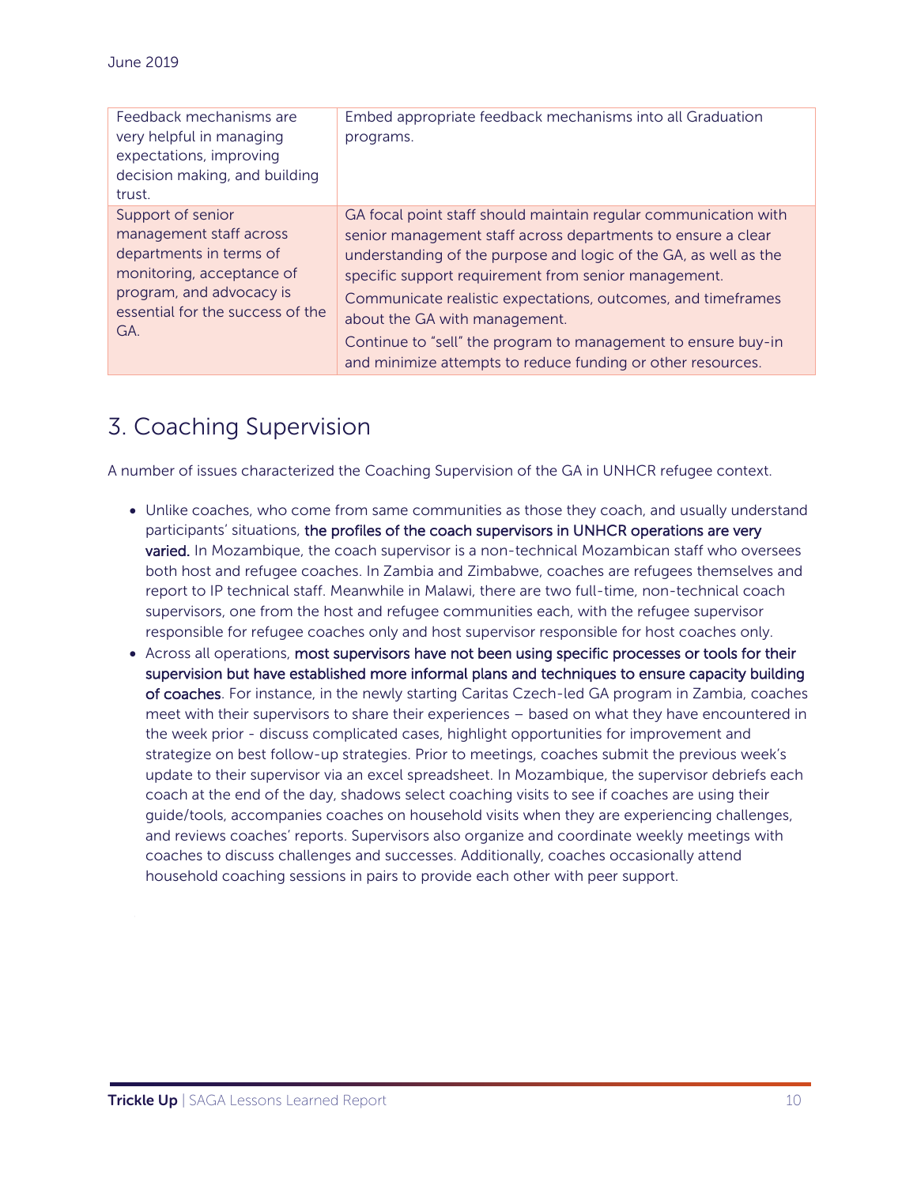| | |
|---|---|
| Feedback mechanisms are very helpful in managing expectations, improving decision making, and building trust. | Embed appropriate feedback mechanisms into all Graduation programs. |
| Support of senior management staff across departments in terms of monitoring, acceptance of program, and advocacy is essential for the success of the GA. | GA focal point staff should maintain regular communication with senior management staff across departments to ensure a clear understanding of the purpose and logic of the GA, as well as the specific support requirement from senior management.<br>Communicate realistic expectations, outcomes, and timeframes about the GA with management.<br>Continue to "sell" the program to management to ensure buy-in and minimize attempts to reduce funding or other resources. |

## 3. Coaching Supervision

A number of issues characterized the Coaching Supervision of the GA in UNHCR refugee context.

- Unlike coaches, who come from same communities as those they coach, and usually understand participants' situations, **the profiles of the coach supervisors in UNHCR operations are very varied.** In Mozambique, the coach supervisor is a non-technical Mozambican staff who oversees both host and refugee coaches. In Zambia and Zimbabwe, coaches are refugees themselves and report to IP technical staff. Meanwhile in Malawi, there are two full-time, non-technical coach supervisors, one from the host and refugee communities each, with the refugee supervisor responsible for refugee coaches only and host supervisor responsible for host coaches only.
- Across all operations, **most supervisors have not been using specific processes or tools for their supervision but have established more informal plans and techniques to ensure capacity building of coaches**. For instance, in the newly starting Caritas Czech-led GA program in Zambia, coaches meet with their supervisors to share their experiences – based on what they have encountered in the week prior - discuss complicated cases, highlight opportunities for improvement and strategize on best follow-up strategies. Prior to meetings, coaches submit the previous week's update to their supervisor via an excel spreadsheet. In Mozambique, the supervisor debriefs each coach at the end of the day, shadows select coaching visits to see if coaches are using their guide/tools, accompanies coaches on household visits when they are experiencing challenges, and reviews coaches' reports. Supervisors also organize and coordinate weekly meetings with coaches to discuss challenges and successes. Additionally, coaches occasionally attend household coaching sessions in pairs to provide each other with peer support.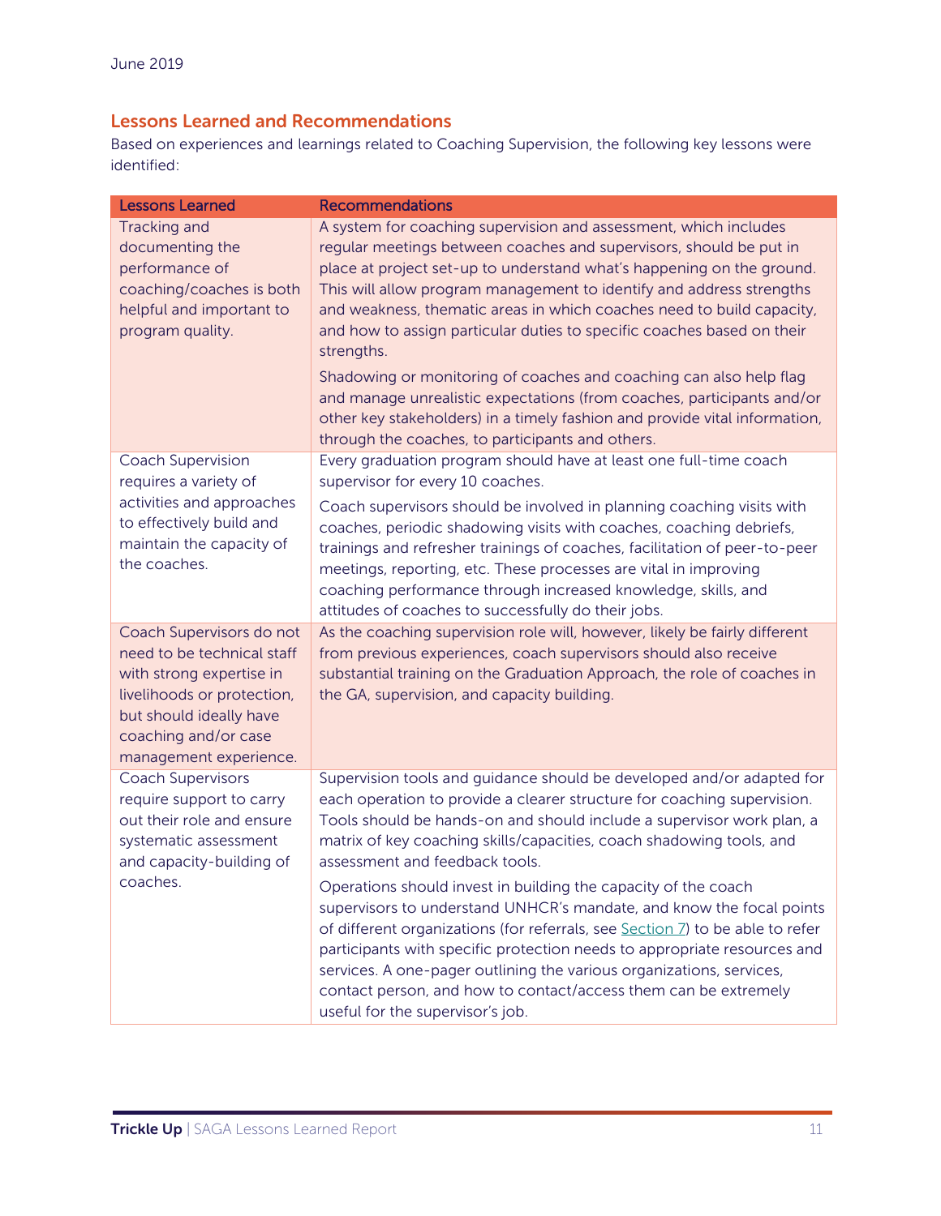## Lessons Learned and Recommendations

Based on experiences and learnings related to Coaching Supervision, the following key lessons were identified:

| Lessons Learned | Recommendations |
|---|---|
| Tracking and documenting the performance of coaching/coaches is both helpful and important to program quality. | A system for coaching supervision and assessment, which includes regular meetings between coaches and supervisors, should be put in place at project set-up to understand what's happening on the ground. This will allow program management to identify and address strengths and weakness, thematic areas in which coaches need to build capacity, and how to assign particular duties to specific coaches based on their strengths.<br><br>Shadowing or monitoring of coaches and coaching can also help flag and manage unrealistic expectations (from coaches, participants and/or other key stakeholders) in a timely fashion and provide vital information, through the coaches, to participants and others. |
| Coach Supervision requires a variety of activities and approaches to effectively build and maintain the capacity of the coaches. | Every graduation program should have at least one full-time coach supervisor for every 10 coaches.<br><br>Coach supervisors should be involved in planning coaching visits with coaches, periodic shadowing visits with coaches, coaching debriefs, trainings and refresher trainings of coaches, facilitation of peer-to-peer meetings, reporting, etc. These processes are vital in improving coaching performance through increased knowledge, skills, and attitudes of coaches to successfully do their jobs. |
| Coach Supervisors do not need to be technical staff with strong expertise in livelihoods or protection, but should ideally have coaching and/or case management experience. | As the coaching supervision role will, however, likely be fairly different from previous experiences, coach supervisors should also receive substantial training on the Graduation Approach, the role of coaches in the GA, supervision, and capacity building. |
| Coach Supervisors require support to carry out their role and ensure systematic assessment and capacity-building of coaches. | Supervision tools and guidance should be developed and/or adapted for each operation to provide a clearer structure for coaching supervision. Tools should be hands-on and should include a supervisor work plan, a matrix of key coaching skills/capacities, coach shadowing tools, and assessment and feedback tools.<br><br>Operations should invest in building the capacity of the coach supervisors to understand UNHCR's mandate, and know the focal points of different organizations (for referrals, see Section 7) to be able to refer participants with specific protection needs to appropriate resources and services. A one-pager outlining the various organizations, services, contact person, and how to contact/access them can be extremely useful for the supervisor's job. |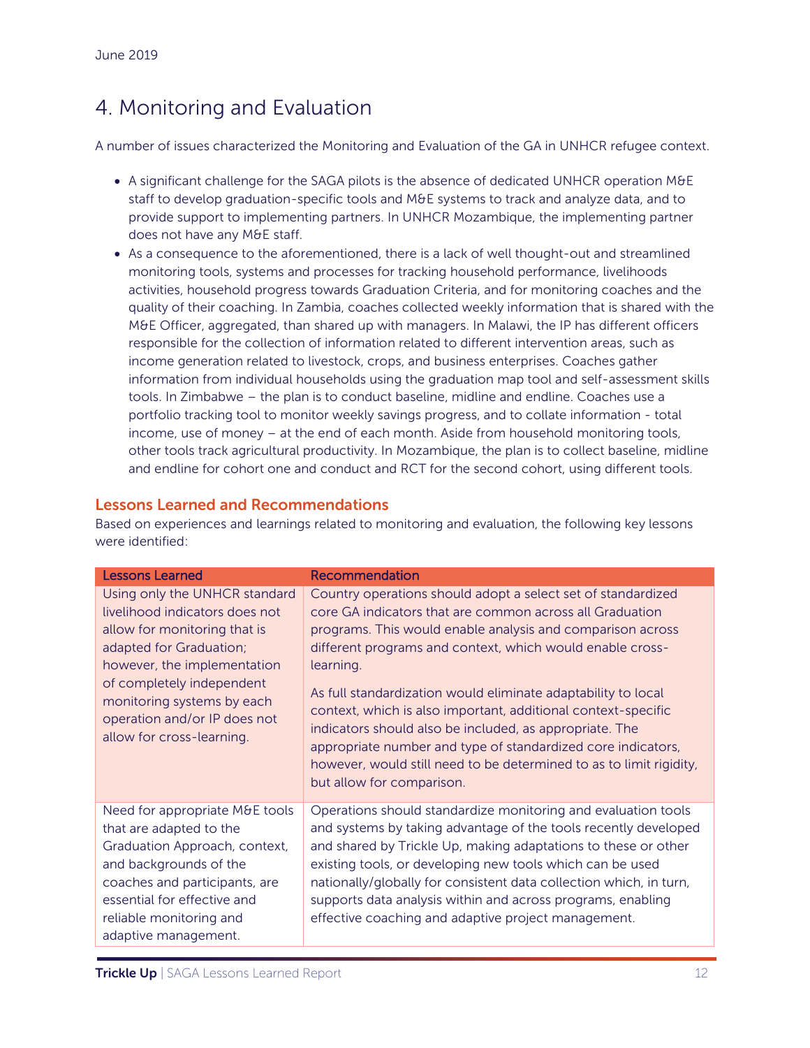# 4. Monitoring and Evaluation

A number of issues characterized the Monitoring and Evaluation of the GA in UNHCR refugee context.

- A significant challenge for the SAGA pilots is the absence of dedicated UNHCR operation M&E staff to develop graduation-specific tools and M&E systems to track and analyze data, and to provide support to implementing partners. In UNHCR Mozambique, the implementing partner does not have any M&E staff.
- As a consequence to the aforementioned, there is a lack of well thought-out and streamlined monitoring tools, systems and processes for tracking household performance, livelihoods activities, household progress towards Graduation Criteria, and for monitoring coaches and the quality of their coaching. In Zambia, coaches collected weekly information that is shared with the M&E Officer, aggregated, than shared up with managers. In Malawi, the IP has different officers responsible for the collection of information related to different intervention areas, such as income generation related to livestock, crops, and business enterprises. Coaches gather information from individual households using the graduation map tool and self-assessment skills tools. In Zimbabwe – the plan is to conduct baseline, midline and endline. Coaches use a portfolio tracking tool to monitor weekly savings progress, and to collate information - total income, use of money – at the end of each month. Aside from household monitoring tools, other tools track agricultural productivity. In Mozambique, the plan is to collect baseline, midline and endline for cohort one and conduct and RCT for the second cohort, using different tools.

### Lessons Learned and Recommendations

Based on experiences and learnings related to monitoring and evaluation, the following key lessons were identified:

| Lessons Learned | Recommendation |
|---|---|
| Using only the UNHCR standard livelihood indicators does not allow for monitoring that is adapted for Graduation; however, the implementation of completely independent monitoring systems by each operation and/or IP does not allow for cross-learning. | Country operations should adopt a select set of standardized core GA indicators that are common across all Graduation programs. This would enable analysis and comparison across different programs and context, which would enable cross-learning.<br><br>As full standardization would eliminate adaptability to local context, which is also important, additional context-specific indicators should also be included, as appropriate. The appropriate number and type of standardized core indicators, however, would still need to be determined to as to limit rigidity, but allow for comparison. |
| Need for appropriate M&E tools that are adapted to the Graduation Approach, context, and backgrounds of the coaches and participants, are essential for effective and reliable monitoring and adaptive management. | Operations should standardize monitoring and evaluation tools and systems by taking advantage of the tools recently developed and shared by Trickle Up, making adaptations to these or other existing tools, or developing new tools which can be used nationally/globally for consistent data collection which, in turn, supports data analysis within and across programs, enabling effective coaching and adaptive project management. |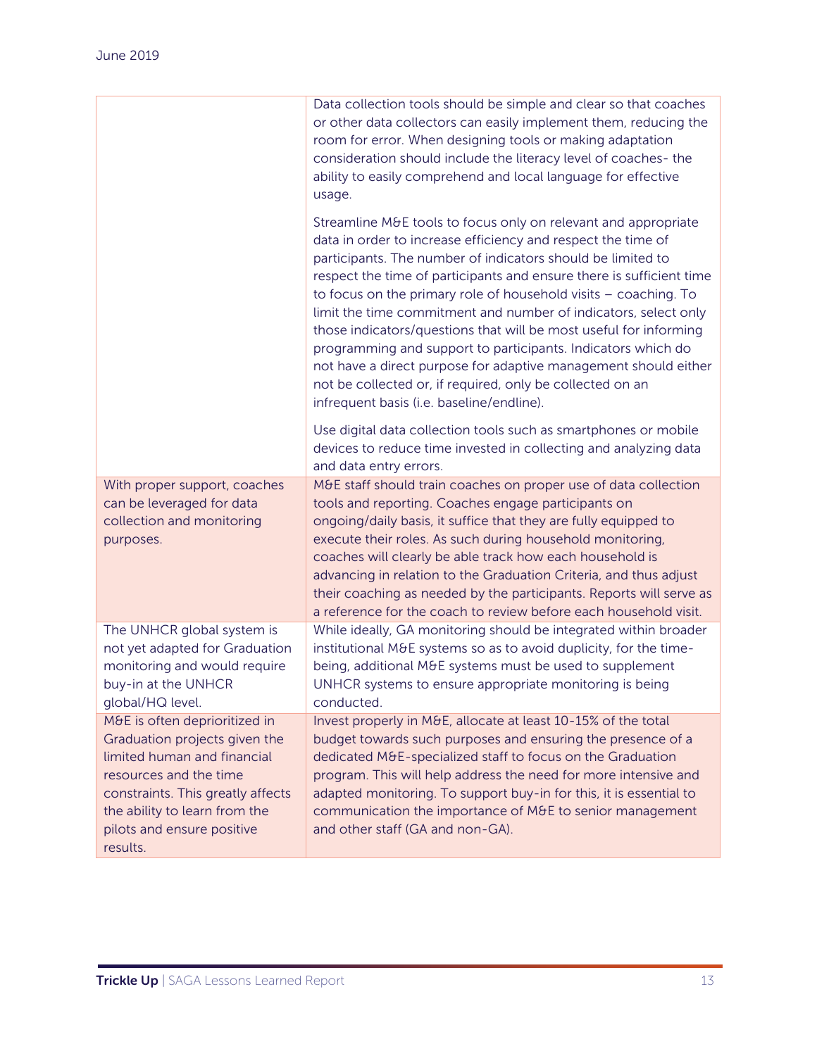| | |
|---|---|
| | Data collection tools should be simple and clear so that coaches or other data collectors can easily implement them, reducing the room for error. When designing tools or making adaptation consideration should include the literacy level of coaches- the ability to easily comprehend and local language for effective usage.<br><br>Streamline M&E tools to focus only on relevant and appropriate data in order to increase efficiency and respect the time of participants. The number of indicators should be limited to respect the time of participants and ensure there is sufficient time to focus on the primary role of household visits – coaching. To limit the time commitment and number of indicators, select only those indicators/questions that will be most useful for informing programming and support to participants. Indicators which do not have a direct purpose for adaptive management should either not be collected or, if required, only be collected on an infrequent basis (i.e. baseline/endline).<br><br>Use digital data collection tools such as smartphones or mobile devices to reduce time invested in collecting and analyzing data and data entry errors. |
| With proper support, coaches can be leveraged for data collection and monitoring purposes. | M&E staff should train coaches on proper use of data collection tools and reporting. Coaches engage participants on ongoing/daily basis, it suffice that they are fully equipped to execute their roles. As such during household monitoring, coaches will clearly be able track how each household is advancing in relation to the Graduation Criteria, and thus adjust their coaching as needed by the participants. Reports will serve as a reference for the coach to review before each household visit. |
| The UNHCR global system is not yet adapted for Graduation monitoring and would require buy-in at the UNHCR global/HQ level. | While ideally, GA monitoring should be integrated within broader institutional M&E systems so as to avoid duplicity, for the time-being, additional M&E systems must be used to supplement UNHCR systems to ensure appropriate monitoring is being conducted. |
| M&E is often deprioritized in Graduation projects given the limited human and financial resources and the time constraints. This greatly affects the ability to learn from the pilots and ensure positive results. | Invest properly in M&E, allocate at least 10-15% of the total budget towards such purposes and ensuring the presence of a dedicated M&E-specialized staff to focus on the Graduation program. This will help address the need for more intensive and adapted monitoring. To support buy-in for this, it is essential to communication the importance of M&E to senior management and other staff (GA and non-GA). |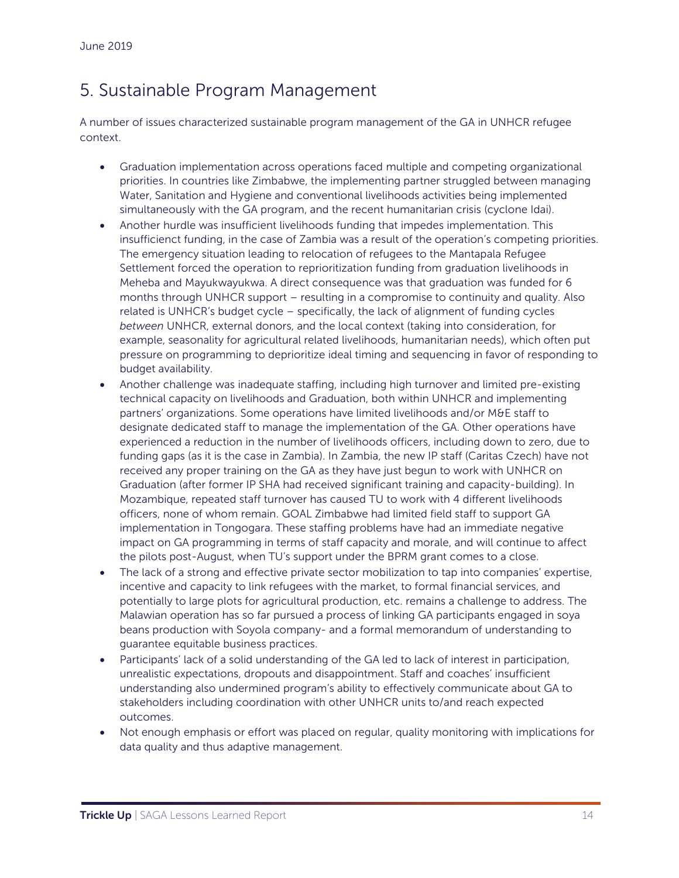## 5. Sustainable Program Management

A number of issues characterized sustainable program management of the GA in UNHCR refugee context.

- Graduation implementation across operations faced multiple and competing organizational priorities. In countries like Zimbabwe, the implementing partner struggled between managing Water, Sanitation and Hygiene and conventional livelihoods activities being implemented simultaneously with the GA program, and the recent humanitarian crisis (cyclone Idai).
- Another hurdle was insufficient livelihoods funding that impedes implementation. This insufficienct funding, in the case of Zambia was a result of the operation's competing priorities. The emergency situation leading to relocation of refugees to the Mantapala Refugee Settlement forced the operation to reprioritization funding from graduation livelihoods in Meheba and Mayukwayukwa. A direct consequence was that graduation was funded for 6 months through UNHCR support – resulting in a compromise to continuity and quality. Also related is UNHCR's budget cycle – specifically, the lack of alignment of funding cycles *between* UNHCR, external donors, and the local context (taking into consideration, for example, seasonality for agricultural related livelihoods, humanitarian needs), which often put pressure on programming to deprioritize ideal timing and sequencing in favor of responding to budget availability.
- Another challenge was inadequate staffing, including high turnover and limited pre-existing technical capacity on livelihoods and Graduation, both within UNHCR and implementing partners' organizations. Some operations have limited livelihoods and/or M&E staff to designate dedicated staff to manage the implementation of the GA. Other operations have experienced a reduction in the number of livelihoods officers, including down to zero, due to funding gaps (as it is the case in Zambia). In Zambia, the new IP staff (Caritas Czech) have not received any proper training on the GA as they have just begun to work with UNHCR on Graduation (after former IP SHA had received significant training and capacity-building). In Mozambique, repeated staff turnover has caused TU to work with 4 different livelihoods officers, none of whom remain. GOAL Zimbabwe had limited field staff to support GA implementation in Tongogara. These staffing problems have had an immediate negative impact on GA programming in terms of staff capacity and morale, and will continue to affect the pilots post-August, when TU's support under the BPRM grant comes to a close.
- The lack of a strong and effective private sector mobilization to tap into companies' expertise, incentive and capacity to link refugees with the market, to formal financial services, and potentially to large plots for agricultural production, etc. remains a challenge to address. The Malawian operation has so far pursued a process of linking GA participants engaged in soya beans production with Soyola company- and a formal memorandum of understanding to guarantee equitable business practices.
- Participants' lack of a solid understanding of the GA led to lack of interest in participation, unrealistic expectations, dropouts and disappointment. Staff and coaches' insufficient understanding also undermined program's ability to effectively communicate about GA to stakeholders including coordination with other UNHCR units to/and reach expected outcomes.
- Not enough emphasis or effort was placed on regular, quality monitoring with implications for data quality and thus adaptive management.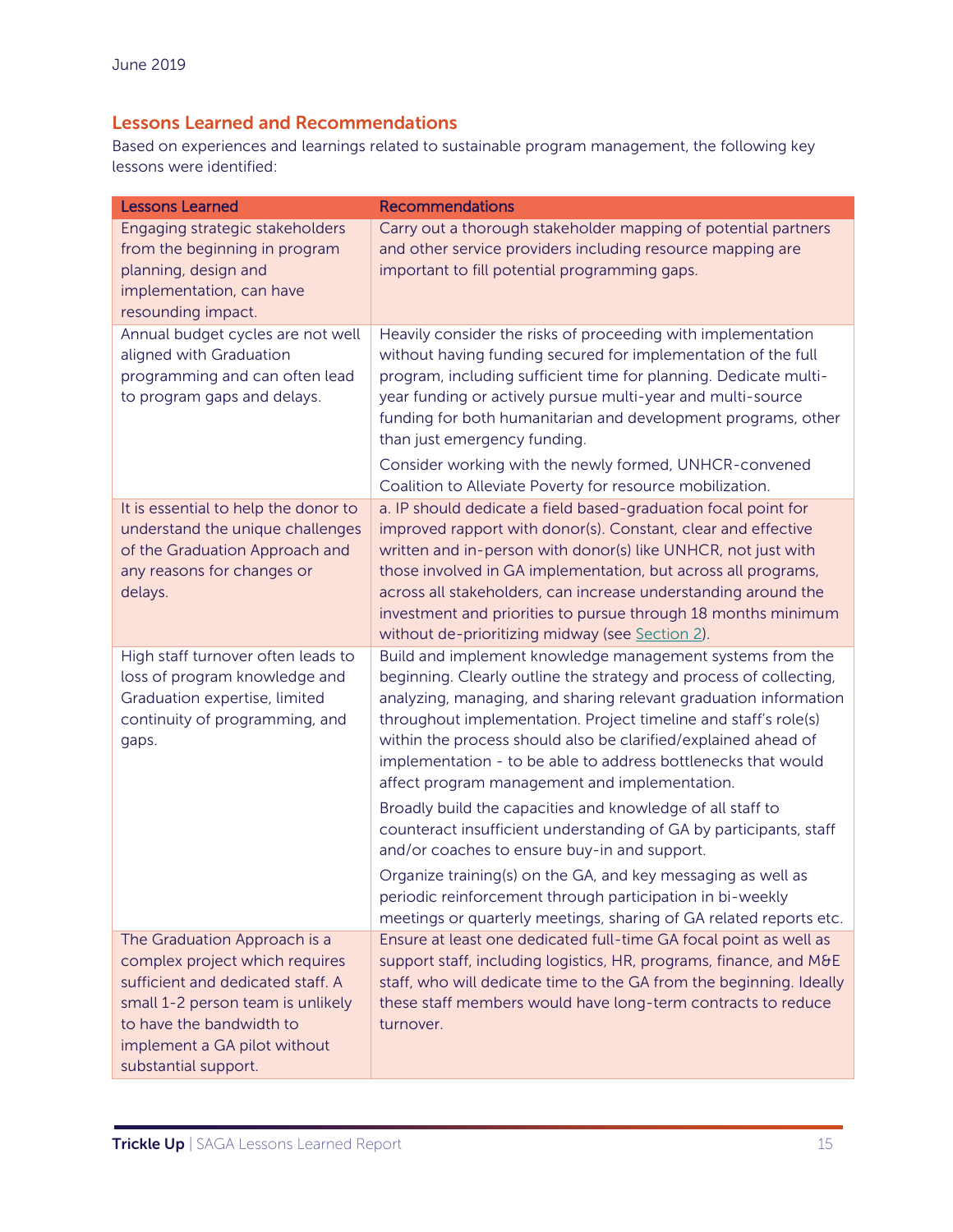## Lessons Learned and Recommendations

Based on experiences and learnings related to sustainable program management, the following key lessons were identified:

| Lessons Learned | Recommendations |
|---|---|
| Engaging strategic stakeholders from the beginning in program planning, design and implementation, can have resounding impact. | Carry out a thorough stakeholder mapping of potential partners and other service providers including resource mapping are important to fill potential programming gaps. |
| Annual budget cycles are not well aligned with Graduation programming and can often lead to program gaps and delays. | Heavily consider the risks of proceeding with implementation without having funding secured for implementation of the full program, including sufficient time for planning. Dedicate multi-year funding or actively pursue multi-year and multi-source funding for both humanitarian and development programs, other than just emergency funding.<br><br>Consider working with the newly formed, UNHCR-convened Coalition to Alleviate Poverty for resource mobilization. |
| It is essential to help the donor to understand the unique challenges of the Graduation Approach and any reasons for changes or delays. | a. IP should dedicate a field based-graduation focal point for improved rapport with donor(s). Constant, clear and effective written and in-person with donor(s) like UNHCR, not just with those involved in GA implementation, but across all programs, across all stakeholders, can increase understanding around the investment and priorities to pursue through 18 months minimum without de-prioritizing midway (see Section 2). |
| High staff turnover often leads to loss of program knowledge and Graduation expertise, limited continuity of programming, and gaps. | Build and implement knowledge management systems from the beginning. Clearly outline the strategy and process of collecting, analyzing, managing, and sharing relevant graduation information throughout implementation. Project timeline and staff's role(s) within the process should also be clarified/explained ahead of implementation - to be able to address bottlenecks that would affect program management and implementation.<br><br>Broadly build the capacities and knowledge of all staff to counteract insufficient understanding of GA by participants, staff and/or coaches to ensure buy-in and support.<br><br>Organize training(s) on the GA, and key messaging as well as periodic reinforcement through participation in bi-weekly meetings or quarterly meetings, sharing of GA related reports etc. |
| The Graduation Approach is a complex project which requires sufficient and dedicated staff. A small 1-2 person team is unlikely to have the bandwidth to implement a GA pilot without substantial support. | Ensure at least one dedicated full-time GA focal point as well as support staff, including logistics, HR, programs, finance, and M&E staff, who will dedicate time to the GA from the beginning. Ideally these staff members would have long-term contracts to reduce turnover. |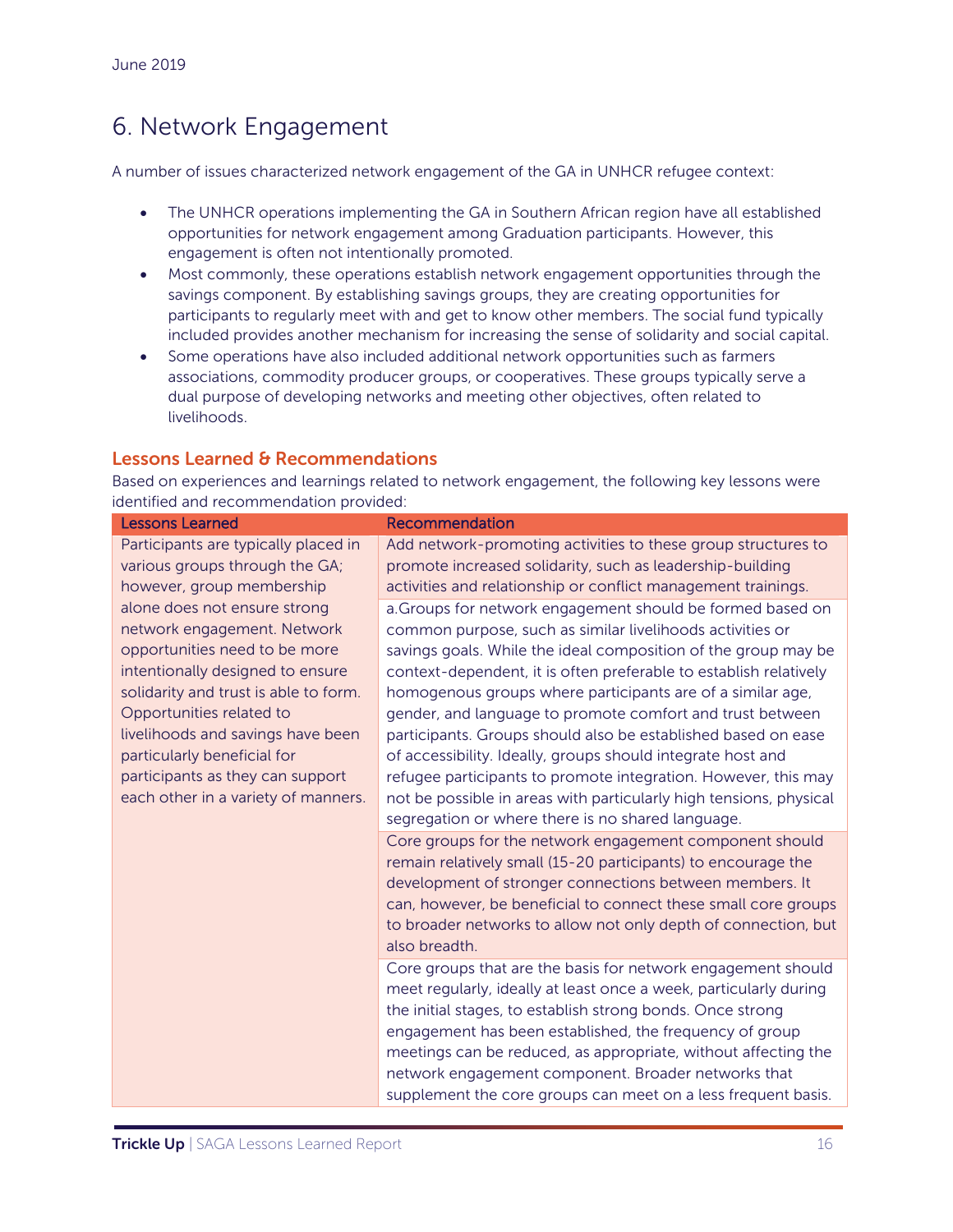# 6. Network Engagement

A number of issues characterized network engagement of the GA in UNHCR refugee context:

- The UNHCR operations implementing the GA in Southern African region have all established opportunities for network engagement among Graduation participants. However, this engagement is often not intentionally promoted.
- Most commonly, these operations establish network engagement opportunities through the savings component. By establishing savings groups, they are creating opportunities for participants to regularly meet with and get to know other members. The social fund typically included provides another mechanism for increasing the sense of solidarity and social capital.
- Some operations have also included additional network opportunities such as farmers associations, commodity producer groups, or cooperatives. These groups typically serve a dual purpose of developing networks and meeting other objectives, often related to livelihoods.

## Lessons Learned & Recommendations

Based on experiences and learnings related to network engagement, the following key lessons were identified and recommendation provided:

| Lessons Learned | Recommendation |
|---|---|
| Participants are typically placed in various groups through the GA; however, group membership alone does not ensure strong network engagement. Network opportunities need to be more intentionally designed to ensure solidarity and trust is able to form. Opportunities related to livelihoods and savings have been particularly beneficial for participants as they can support each other in a variety of manners. | Add network-promoting activities to these group structures to promote increased solidarity, such as leadership-building activities and relationship or conflict management trainings. |
| | a.Groups for network engagement should be formed based on common purpose, such as similar livelihoods activities or savings goals. While the ideal composition of the group may be context-dependent, it is often preferable to establish relatively homogenous groups where participants are of a similar age, gender, and language to promote comfort and trust between participants. Groups should also be established based on ease of accessibility. Ideally, groups should integrate host and refugee participants to promote integration. However, this may not be possible in areas with particularly high tensions, physical segregation or where there is no shared language. |
| | Core groups for the network engagement component should remain relatively small (15-20 participants) to encourage the development of stronger connections between members. It can, however, be beneficial to connect these small core groups to broader networks to allow not only depth of connection, but also breadth. |
| | Core groups that are the basis for network engagement should meet regularly, ideally at least once a week, particularly during the initial stages, to establish strong bonds. Once strong engagement has been established, the frequency of group meetings can be reduced, as appropriate, without affecting the network engagement component. Broader networks that supplement the core groups can meet on a less frequent basis. |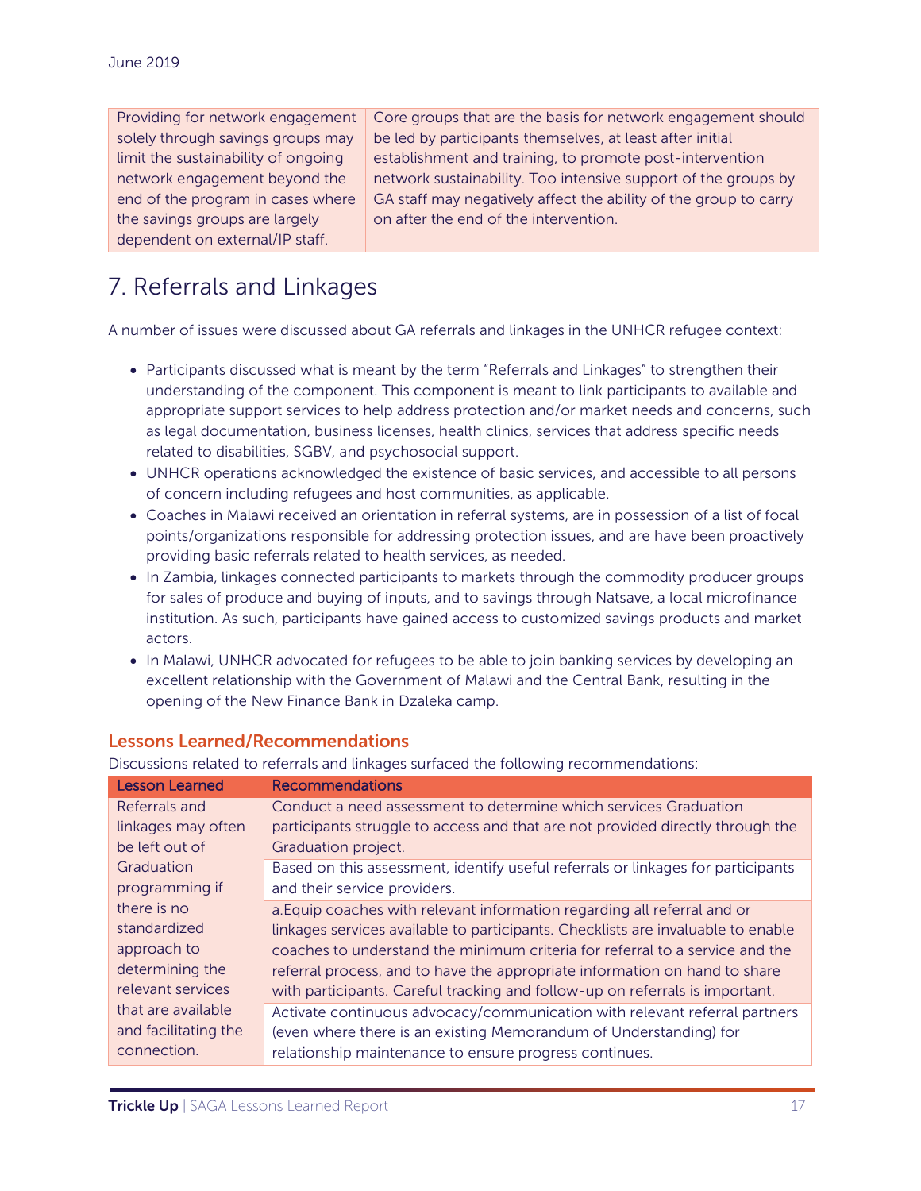| Providing for network engagement solely through savings groups may limit the sustainability of ongoing network engagement beyond the end of the program in cases where the savings groups are largely dependent on external/IP staff. | Core groups that are the basis for network engagement should be led by participants themselves, at least after initial establishment and training, to promote post-intervention network sustainability. Too intensive support of the groups by GA staff may negatively affect the ability of the group to carry on after the end of the intervention. |
|---|---|

# 7. Referrals and Linkages

A number of issues were discussed about GA referrals and linkages in the UNHCR refugee context:

- Participants discussed what is meant by the term "Referrals and Linkages" to strengthen their understanding of the component. This component is meant to link participants to available and appropriate support services to help address protection and/or market needs and concerns, such as legal documentation, business licenses, health clinics, services that address specific needs related to disabilities, SGBV, and psychosocial support.
- UNHCR operations acknowledged the existence of basic services, and accessible to all persons of concern including refugees and host communities, as applicable.
- Coaches in Malawi received an orientation in referral systems, are in possession of a list of focal points/organizations responsible for addressing protection issues, and are have been proactively providing basic referrals related to health services, as needed.
- In Zambia, linkages connected participants to markets through the commodity producer groups for sales of produce and buying of inputs, and to savings through Natsave, a local microfinance institution. As such, participants have gained access to customized savings products and market actors.
- In Malawi, UNHCR advocated for refugees to be able to join banking services by developing an excellent relationship with the Government of Malawi and the Central Bank, resulting in the opening of the New Finance Bank in Dzaleka camp.

### Lessons Learned/Recommendations

Discussions related to referrals and linkages surfaced the following recommendations:

| Lesson Learned | Recommendations |
|---|---|
| Referrals and linkages may often be left out of Graduation programming if there is no standardized approach to determining the relevant services that are available and facilitating the connection. | Conduct a need assessment to determine which services Graduation participants struggle to access and that are not provided directly through the Graduation project. |
| | Based on this assessment, identify useful referrals or linkages for participants and their service providers. |
| | a.Equip coaches with relevant information regarding all referral and or linkages services available to participants. Checklists are invaluable to enable coaches to understand the minimum criteria for referral to a service and the referral process, and to have the appropriate information on hand to share with participants. Careful tracking and follow-up on referrals is important. |
| | Activate continuous advocacy/communication with relevant referral partners (even where there is an existing Memorandum of Understanding) for relationship maintenance to ensure progress continues. |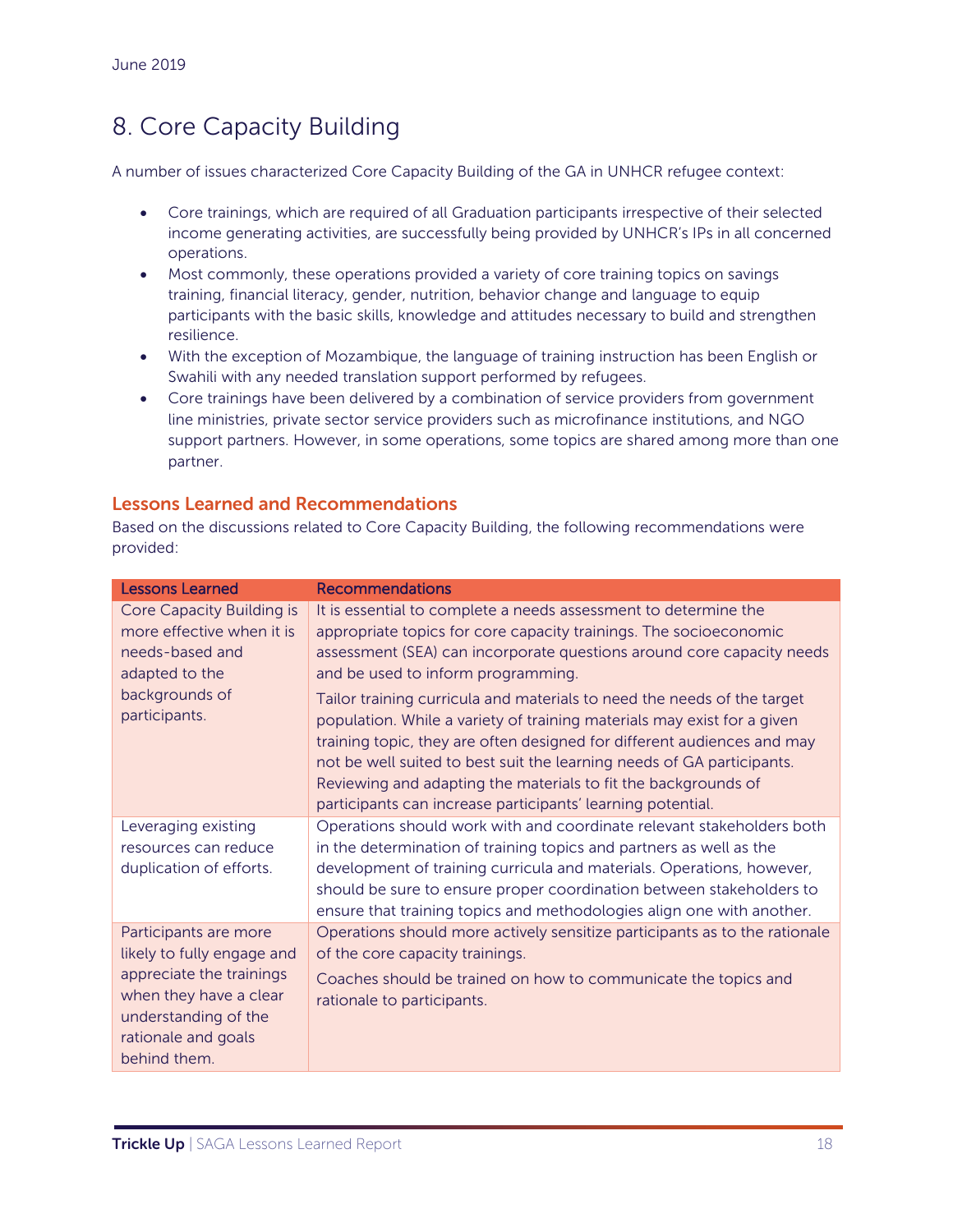# 8. Core Capacity Building

A number of issues characterized Core Capacity Building of the GA in UNHCR refugee context:

- Core trainings, which are required of all Graduation participants irrespective of their selected income generating activities, are successfully being provided by UNHCR's IPs in all concerned operations.
- Most commonly, these operations provided a variety of core training topics on savings training, financial literacy, gender, nutrition, behavior change and language to equip participants with the basic skills, knowledge and attitudes necessary to build and strengthen resilience.
- With the exception of Mozambique, the language of training instruction has been English or Swahili with any needed translation support performed by refugees.
- Core trainings have been delivered by a combination of service providers from government line ministries, private sector service providers such as microfinance institutions, and NGO support partners. However, in some operations, some topics are shared among more than one partner.

### Lessons Learned and Recommendations

Based on the discussions related to Core Capacity Building, the following recommendations were provided:

| Lessons Learned | Recommendations |
| --- | --- |
| Core Capacity Building is more effective when it is needs-based and adapted to the backgrounds of participants. | It is essential to complete a needs assessment to determine the appropriate topics for core capacity trainings. The socioeconomic assessment (SEA) can incorporate questions around core capacity needs and be used to inform programming.<br><br>Tailor training curricula and materials to need the needs of the target population. While a variety of training materials may exist for a given training topic, they are often designed for different audiences and may not be well suited to best suit the learning needs of GA participants. Reviewing and adapting the materials to fit the backgrounds of participants can increase participants' learning potential. |
| Leveraging existing resources can reduce duplication of efforts. | Operations should work with and coordinate relevant stakeholders both in the determination of training topics and partners as well as the development of training curricula and materials. Operations, however, should be sure to ensure proper coordination between stakeholders to ensure that training topics and methodologies align one with another. |
| Participants are more likely to fully engage and appreciate the trainings when they have a clear understanding of the rationale and goals behind them. | Operations should more actively sensitize participants as to the rationale of the core capacity trainings.<br><br>Coaches should be trained on how to communicate the topics and rationale to participants. |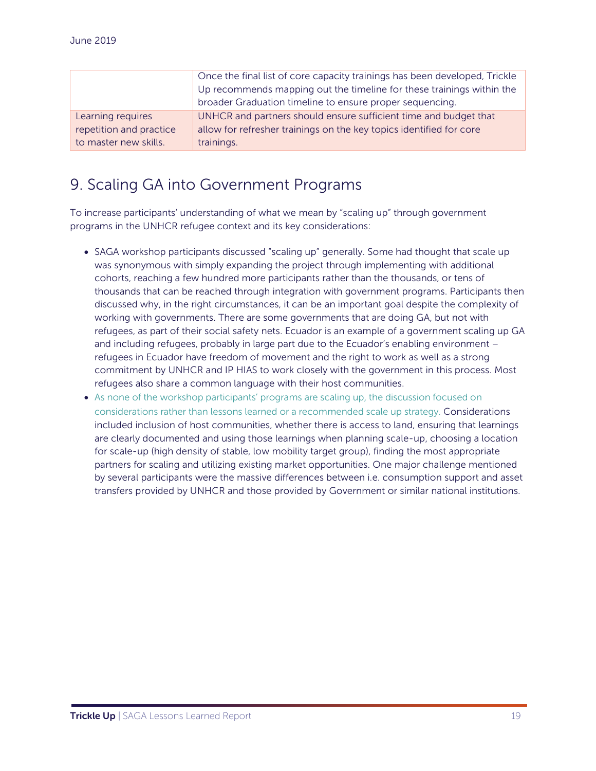| | |
|---|---|
| | Once the final list of core capacity trainings has been developed, Trickle Up recommends mapping out the timeline for these trainings within the broader Graduation timeline to ensure proper sequencing. |
| Learning requires repetition and practice to master new skills. | UNHCR and partners should ensure sufficient time and budget that allow for refresher trainings on the key topics identified for core trainings. |

## 9. Scaling GA into Government Programs

To increase participants' understanding of what we mean by "scaling up" through government programs in the UNHCR refugee context and its key considerations:

- SAGA workshop participants discussed "scaling up" generally. Some had thought that scale up was synonymous with simply expanding the project through implementing with additional cohorts, reaching a few hundred more participants rather than the thousands, or tens of thousands that can be reached through integration with government programs. Participants then discussed why, in the right circumstances, it can be an important goal despite the complexity of working with governments. There are some governments that are doing GA, but not with refugees, as part of their social safety nets. Ecuador is an example of a government scaling up GA and including refugees, probably in large part due to the Ecuador's enabling environment – refugees in Ecuador have freedom of movement and the right to work as well as a strong commitment by UNHCR and IP HIAS to work closely with the government in this process. Most refugees also share a common language with their host communities.
- As none of the workshop participants' programs are scaling up, the discussion focused on considerations rather than lessons learned or a recommended scale up strategy. Considerations included inclusion of host communities, whether there is access to land, ensuring that learnings are clearly documented and using those learnings when planning scale-up, choosing a location for scale-up (high density of stable, low mobility target group), finding the most appropriate partners for scaling and utilizing existing market opportunities. One major challenge mentioned by several participants were the massive differences between i.e. consumption support and asset transfers provided by UNHCR and those provided by Government or similar national institutions.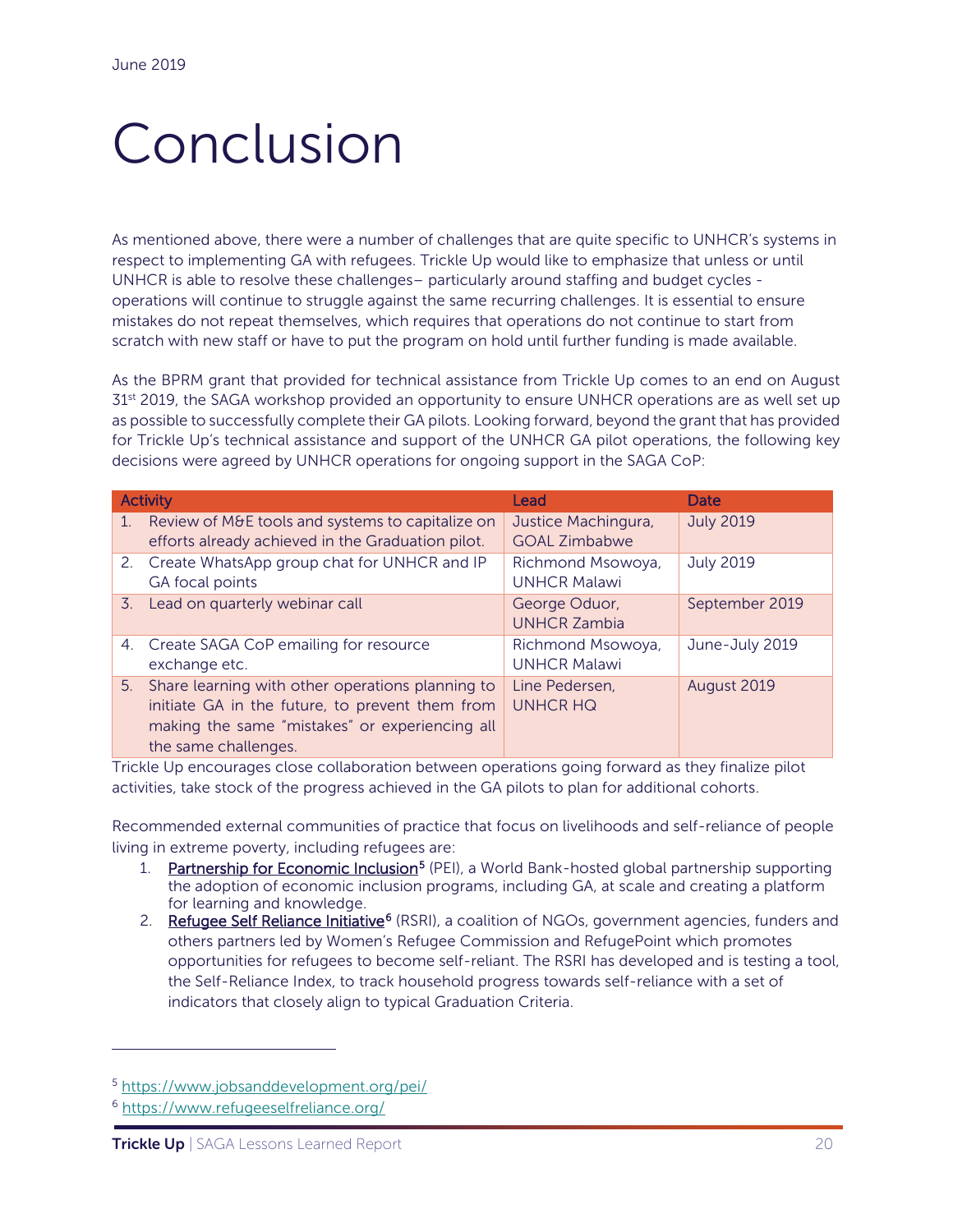# Conclusion

As mentioned above, there were a number of challenges that are quite specific to UNHCR's systems in respect to implementing GA with refugees. Trickle Up would like to emphasize that unless or until UNHCR is able to resolve these challenges– particularly around staffing and budget cycles - operations will continue to struggle against the same recurring challenges. It is essential to ensure mistakes do not repeat themselves, which requires that operations do not continue to start from scratch with new staff or have to put the program on hold until further funding is made available.

As the BPRM grant that provided for technical assistance from Trickle Up comes to an end on August 31st 2019, the SAGA workshop provided an opportunity to ensure UNHCR operations are as well set up as possible to successfully complete their GA pilots. Looking forward, beyond the grant that has provided for Trickle Up's technical assistance and support of the UNHCR GA pilot operations, the following key decisions were agreed by UNHCR operations for ongoing support in the SAGA CoP:

| Activity | Lead | Date |
|---|---|---|
| 1. Review of M&E tools and systems to capitalize on efforts already achieved in the Graduation pilot. | Justice Machingura, GOAL Zimbabwe | July 2019 |
| 2. Create WhatsApp group chat for UNHCR and IP GA focal points | Richmond Msowoya, UNHCR Malawi | July 2019 |
| 3. Lead on quarterly webinar call | George Oduor, UNHCR Zambia | September 2019 |
| 4. Create SAGA CoP emailing for resource exchange etc. | Richmond Msowoya, UNHCR Malawi | June-July 2019 |
| 5. Share learning with other operations planning to initiate GA in the future, to prevent them from making the same "mistakes" or experiencing all the same challenges. | Line Pedersen, UNHCR HQ | August 2019 |

Trickle Up encourages close collaboration between operations going forward as they finalize pilot activities, take stock of the progress achieved in the GA pilots to plan for additional cohorts.

Recommended external communities of practice that focus on livelihoods and self-reliance of people living in extreme poverty, including refugees are:

1. Partnership for Economic Inclusion[5] (PEI), a World Bank-hosted global partnership supporting the adoption of economic inclusion programs, including GA, at scale and creating a platform for learning and knowledge.
2. Refugee Self Reliance Initiative[6] (RSRI), a coalition of NGOs, government agencies, funders and others partners led by Women's Refugee Commission and RefugePoint which promotes opportunities for refugees to become self-reliant. The RSRI has developed and is testing a tool, the Self-Reliance Index, to track household progress towards self-reliance with a set of indicators that closely align to typical Graduation Criteria.

---

[5] https://www.jobsanddevelopment.org/pei/

[6] https://www.refugeeselfreliance.org/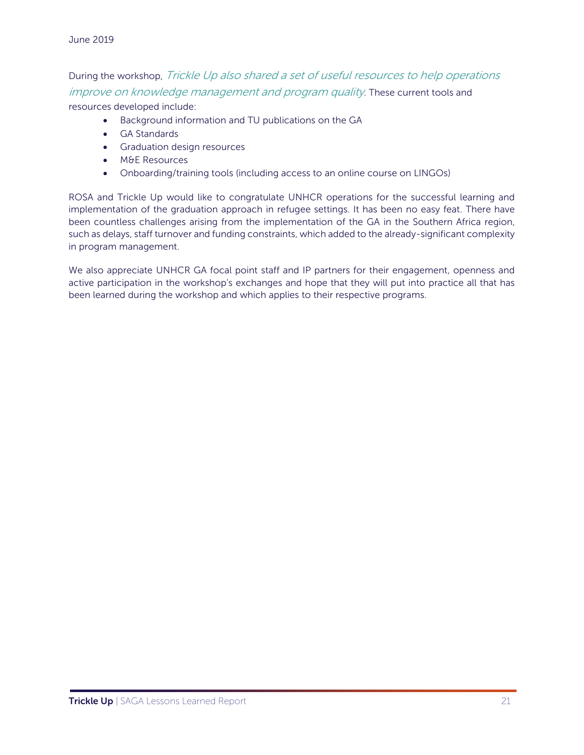During the workshop, *Trickle Up also shared a set of useful resources to help operations improve on knowledge management and program quality*. These current tools and resources developed include:

- Background information and TU publications on the GA
- GA Standards
- Graduation design resources
- M&E Resources
- Onboarding/training tools (including access to an online course on LINGOs)

ROSA and Trickle Up would like to congratulate UNHCR operations for the successful learning and implementation of the graduation approach in refugee settings. It has been no easy feat. There have been countless challenges arising from the implementation of the GA in the Southern Africa region, such as delays, staff turnover and funding constraints, which added to the already-significant complexity in program management.

We also appreciate UNHCR GA focal point staff and IP partners for their engagement, openness and active participation in the workshop's exchanges and hope that they will put into practice all that has been learned during the workshop and which applies to their respective programs.